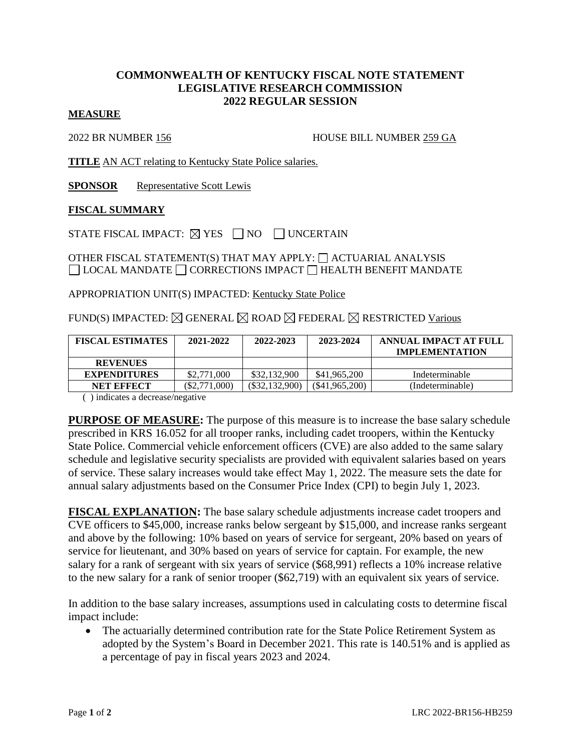# COMMONWEALTH OF KENTUCKY FISCAL NOTE STATEMENT
# LEGISLATIVE RESEARCH COMMISSION
# 2022 REGULAR SESSION

## MEASURE

2022 BR NUMBER 156 HOUSE BILL NUMBER 259 GA

**TITLE** AN ACT relating to Kentucky State Police salaries.

**SPONSOR** Representative Scott Lewis

## FISCAL SUMMARY

STATE FISCAL IMPACT: ☒ YES ☐ NO ☐ UNCERTAIN

OTHER FISCAL STATEMENT(S) THAT MAY APPLY: ☐ ACTUARIAL ANALYSIS ☐ LOCAL MANDATE ☐ CORRECTIONS IMPACT ☐ HEALTH BENEFIT MANDATE

APPROPRIATION UNIT(S) IMPACTED: Kentucky State Police

FUND(S) IMPACTED: ☒ GENERAL ☒ ROAD ☒ FEDERAL ☒ RESTRICTED Various

| FISCAL ESTIMATES | 2021-2022 | 2022-2023 | 2023-2024 | ANNUAL IMPACT AT FULL IMPLEMENTATION |
|---|---|---|---|---|
| REVENUES | | | | |
| EXPENDITURES | $2,771,000 | $32,132,900 | $41,965,200 | Indeterminable |
| NET EFFECT | ($2,771,000) | ($32,132,900) | ($41,965,200) | (Indeterminable) |

( ) indicates a decrease/negative

**PURPOSE OF MEASURE:** The purpose of this measure is to increase the base salary schedule prescribed in KRS 16.052 for all trooper ranks, including cadet troopers, within the Kentucky State Police. Commercial vehicle enforcement officers (CVE) are also added to the same salary schedule and legislative security specialists are provided with equivalent salaries based on years of service. These salary increases would take effect May 1, 2022. The measure sets the date for annual salary adjustments based on the Consumer Price Index (CPI) to begin July 1, 2023.

**FISCAL EXPLANATION:** The base salary schedule adjustments increase cadet troopers and CVE officers to $45,000, increase ranks below sergeant by $15,000, and increase ranks sergeant and above by the following: 10% based on years of service for sergeant, 20% based on years of service for lieutenant, and 30% based on years of service for captain. For example, the new salary for a rank of sergeant with six years of service ($68,991) reflects a 10% increase relative to the new salary for a rank of senior trooper ($62,719) with an equivalent six years of service.

In addition to the base salary increases, assumptions used in calculating costs to determine fiscal impact include:

- The actuarially determined contribution rate for the State Police Retirement System as adopted by the System's Board in December 2021. This rate is 140.51% and is applied as a percentage of pay in fiscal years 2023 and 2024.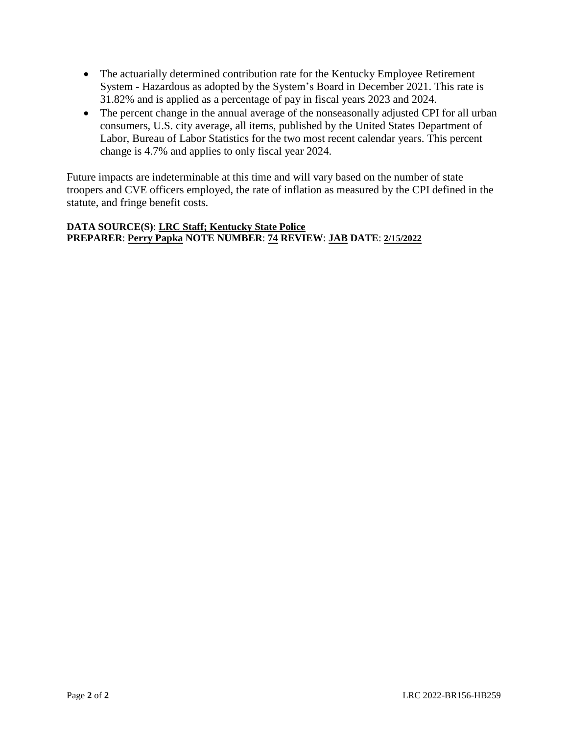- The actuarially determined contribution rate for the Kentucky Employee Retirement System - Hazardous as adopted by the System's Board in December 2021. This rate is 31.82% and is applied as a percentage of pay in fiscal years 2023 and 2024.
- The percent change in the annual average of the nonseasonally adjusted CPI for all urban consumers, U.S. city average, all items, published by the United States Department of Labor, Bureau of Labor Statistics for the two most recent calendar years. This percent change is 4.7% and applies to only fiscal year 2024.

Future impacts are indeterminable at this time and will vary based on the number of state troopers and CVE officers employed, the rate of inflation as measured by the CPI defined in the statute, and fringe benefit costs.

**DATA SOURCE(S)**: **LRC Staff; Kentucky State Police**
**PREPARER**: **Perry Papka** **NOTE NUMBER**: **74** **REVIEW**: **JAB** **DATE**: **2/15/2022**